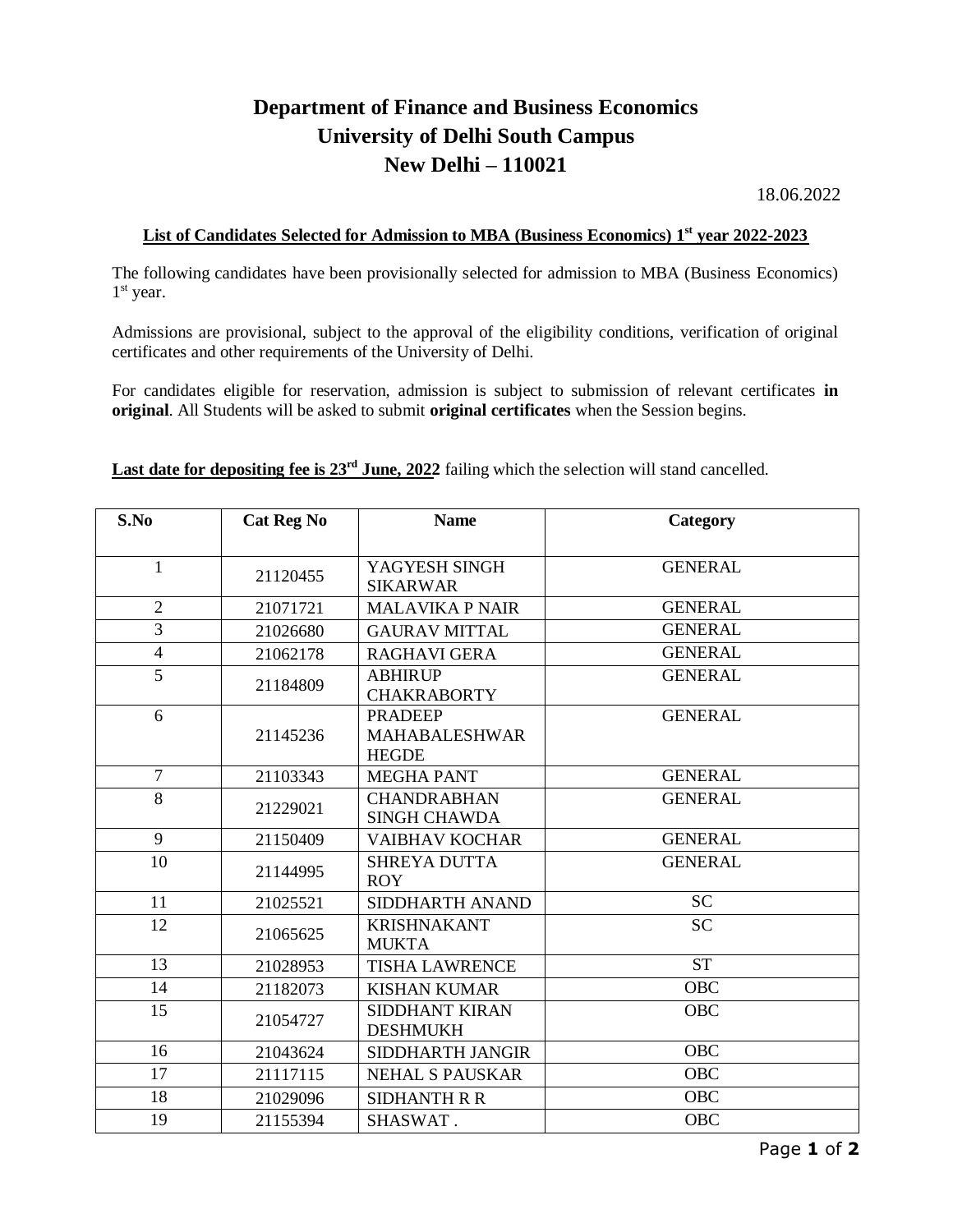# Department of Finance and Business Economics
# University of Delhi South Campus
# New Delhi – 110021

18.06.2022

**List of Candidates Selected for Admission to MBA (Business Economics) 1st year 2022-2023**

The following candidates have been provisionally selected for admission to MBA (Business Economics) 1st year.

Admissions are provisional, subject to the approval of the eligibility conditions, verification of original certificates and other requirements of the University of Delhi.

For candidates eligible for reservation, admission is subject to submission of relevant certificates **in original**. All Students will be asked to submit **original certificates** when the Session begins.

**Last date for depositing fee is 23rd June, 2022** failing which the selection will stand cancelled.

| S.No | Cat Reg No | Name | Category |
|---|---|---|---|
| 1 | 21120455 | YAGYESH SINGH SIKARWAR | GENERAL |
| 2 | 21071721 | MALAVIKA P NAIR | GENERAL |
| 3 | 21026680 | GAURAV MITTAL | GENERAL |
| 4 | 21062178 | RAGHAVI GERA | GENERAL |
| 5 | 21184809 | ABHIRUP CHAKRABORTY | GENERAL |
| 6 | 21145236 | PRADEEP MAHABALESHWAR HEGDE | GENERAL |
| 7 | 21103343 | MEGHA PANT | GENERAL |
| 8 | 21229021 | CHANDRABHAN SINGH CHAWDA | GENERAL |
| 9 | 21150409 | VAIBHAV KOCHAR | GENERAL |
| 10 | 21144995 | SHREYA DUTTA ROY | GENERAL |
| 11 | 21025521 | SIDDHARTH ANAND | SC |
| 12 | 21065625 | KRISHNAKANT MUKTA | SC |
| 13 | 21028953 | TISHA LAWRENCE | ST |
| 14 | 21182073 | KISHAN KUMAR | OBC |
| 15 | 21054727 | SIDDHANT KIRAN DESHMUKH | OBC |
| 16 | 21043624 | SIDDHARTH JANGIR | OBC |
| 17 | 21117115 | NEHAL S PAUSKAR | OBC |
| 18 | 21029096 | SIDHANTH R R | OBC |
| 19 | 21155394 | SHASWAT . | OBC |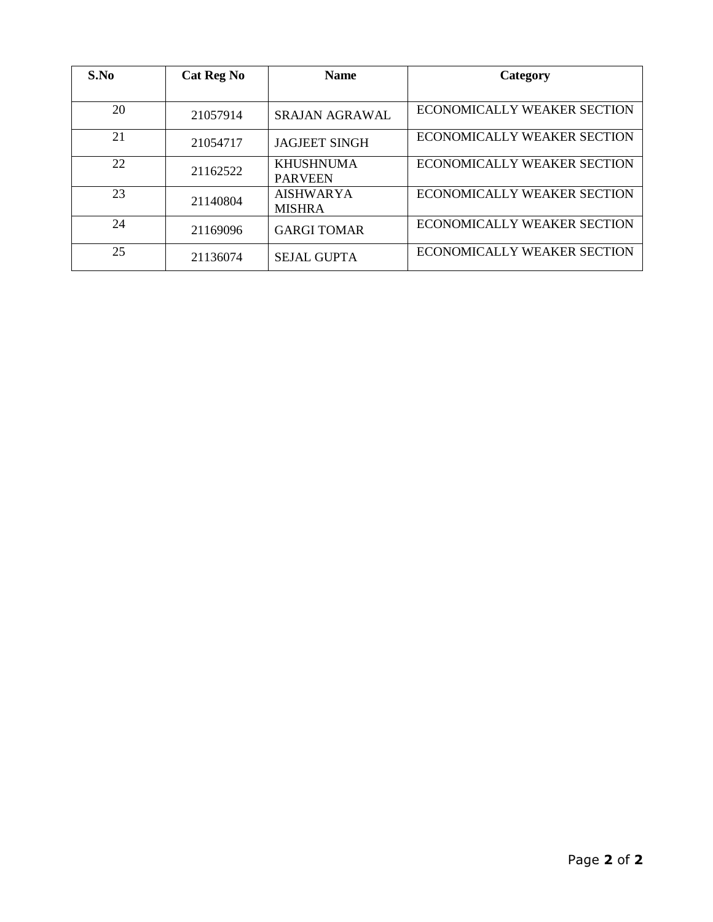| S.No | Cat Reg No | Name | Category |
|---|---|---|---|
| 20 | 21057914 | SRAJAN AGRAWAL | ECONOMICALLY WEAKER SECTION |
| 21 | 21054717 | JAGJEET SINGH | ECONOMICALLY WEAKER SECTION |
| 22 | 21162522 | KHUSHNUMA PARVEEN | ECONOMICALLY WEAKER SECTION |
| 23 | 21140804 | AISHWARYA MISHRA | ECONOMICALLY WEAKER SECTION |
| 24 | 21169096 | GARGI TOMAR | ECONOMICALLY WEAKER SECTION |
| 25 | 21136074 | SEJAL GUPTA | ECONOMICALLY WEAKER SECTION |